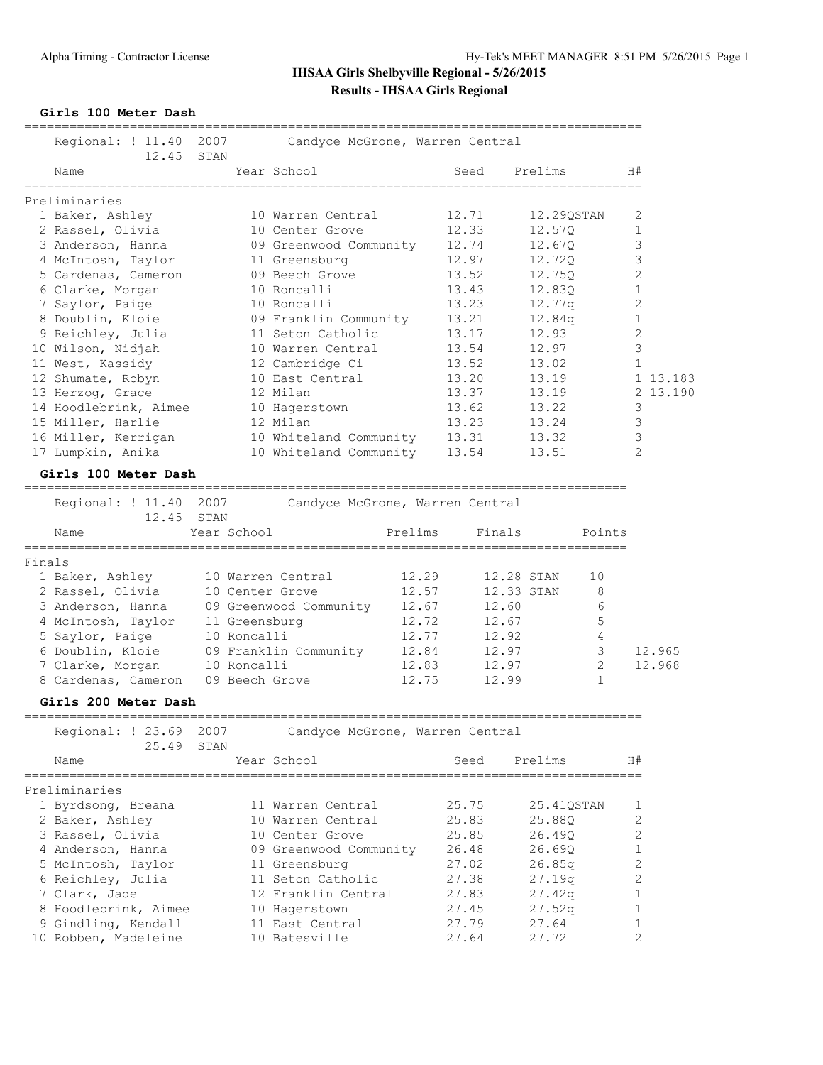# IHSAA Girls Shelbyville Regional - 5/26/2015

## Results - IHSAA Girls Regional

### Girls 100 Meter Dash

Regional: ! 11.40 2007 Candyce McGrone, Warren Central
12.45 STAN

**Preliminaries**

| | Name | Year | School | Seed | Prelims | | H# | |
|---|---|---|---|---|---|---|---|---|
| 1 | Baker, Ashley | 10 | Warren Central | 12.71 | 12.29 | QSTAN | 2 | |
| 2 | Rassel, Olivia | 10 | Center Grove | 12.33 | 12.57 | Q | 1 | |
| 3 | Anderson, Hanna | 09 | Greenwood Community | 12.74 | 12.67 | Q | 3 | |
| 4 | McIntosh, Taylor | 11 | Greensburg | 12.97 | 12.72 | Q | 3 | |
| 5 | Cardenas, Cameron | 09 | Beech Grove | 13.52 | 12.75 | Q | 2 | |
| 6 | Clarke, Morgan | 10 | Roncalli | 13.43 | 12.83 | Q | 1 | |
| 7 | Saylor, Paige | 10 | Roncalli | 13.23 | 12.77 | q | 2 | |
| 8 | Doublin, Kloie | 09 | Franklin Community | 13.21 | 12.84 | q | 1 | |
| 9 | Reichley, Julia | 11 | Seton Catholic | 13.17 | 12.93 | | 2 | |
| 10 | Wilson, Nidjah | 10 | Warren Central | 13.54 | 12.97 | | 3 | |
| 11 | West, Kassidy | 12 | Cambridge Ci | 13.52 | 13.02 | | 1 | |
| 12 | Shumate, Robyn | 10 | East Central | 13.20 | 13.19 | | 1 | 13.183 |
| 13 | Herzog, Grace | 12 | Milan | 13.37 | 13.19 | | 2 | 13.190 |
| 14 | Hoodlebrink, Aimee | 10 | Hagerstown | 13.62 | 13.22 | | 3 | |
| 15 | Miller, Harlie | 12 | Milan | 13.23 | 13.24 | | 3 | |
| 16 | Miller, Kerrigan | 10 | Whiteland Community | 13.31 | 13.32 | | 3 | |
| 17 | Lumpkin, Anika | 10 | Whiteland Community | 13.54 | 13.51 | | 2 | |

### Girls 100 Meter Dash

Regional: ! 11.40 2007 Candyce McGrone, Warren Central
12.45 STAN

**Finals**

| | Name | Year | School | Prelims | Finals | | Points | |
|---|---|---|---|---|---|---|---|---|
| 1 | Baker, Ashley | 10 | Warren Central | 12.29 | 12.28 | STAN | 10 | |
| 2 | Rassel, Olivia | 10 | Center Grove | 12.57 | 12.33 | STAN | 8 | |
| 3 | Anderson, Hanna | 09 | Greenwood Community | 12.67 | 12.60 | | 6 | |
| 4 | McIntosh, Taylor | 11 | Greensburg | 12.72 | 12.67 | | 5 | |
| 5 | Saylor, Paige | 10 | Roncalli | 12.77 | 12.92 | | 4 | |
| 6 | Doublin, Kloie | 09 | Franklin Community | 12.84 | 12.97 | | 3 | 12.965 |
| 7 | Clarke, Morgan | 10 | Roncalli | 12.83 | 12.97 | | 2 | 12.968 |
| 8 | Cardenas, Cameron | 09 | Beech Grove | 12.75 | 12.99 | | 1 | |

### Girls 200 Meter Dash

Regional: ! 23.69 2007 Candyce McGrone, Warren Central
25.49 STAN

**Preliminaries**

| | Name | Year | School | Seed | Prelims | | H# |
|---|---|---|---|---|---|---|---|
| 1 | Byrdsong, Breana | 11 | Warren Central | 25.75 | 25.41 | QSTAN | 1 |
| 2 | Baker, Ashley | 10 | Warren Central | 25.83 | 25.88 | Q | 2 |
| 3 | Rassel, Olivia | 10 | Center Grove | 25.85 | 26.49 | Q | 2 |
| 4 | Anderson, Hanna | 09 | Greenwood Community | 26.48 | 26.69 | Q | 1 |
| 5 | McIntosh, Taylor | 11 | Greensburg | 27.02 | 26.85 | q | 2 |
| 6 | Reichley, Julia | 11 | Seton Catholic | 27.38 | 27.19 | q | 2 |
| 7 | Clark, Jade | 12 | Franklin Central | 27.83 | 27.42 | q | 1 |
| 8 | Hoodlebrink, Aimee | 10 | Hagerstown | 27.45 | 27.52 | q | 1 |
| 9 | Gindling, Kendall | 11 | East Central | 27.79 | 27.64 | | 1 |
| 10 | Robben, Madeleine | 10 | Batesville | 27.64 | 27.72 | | 2 |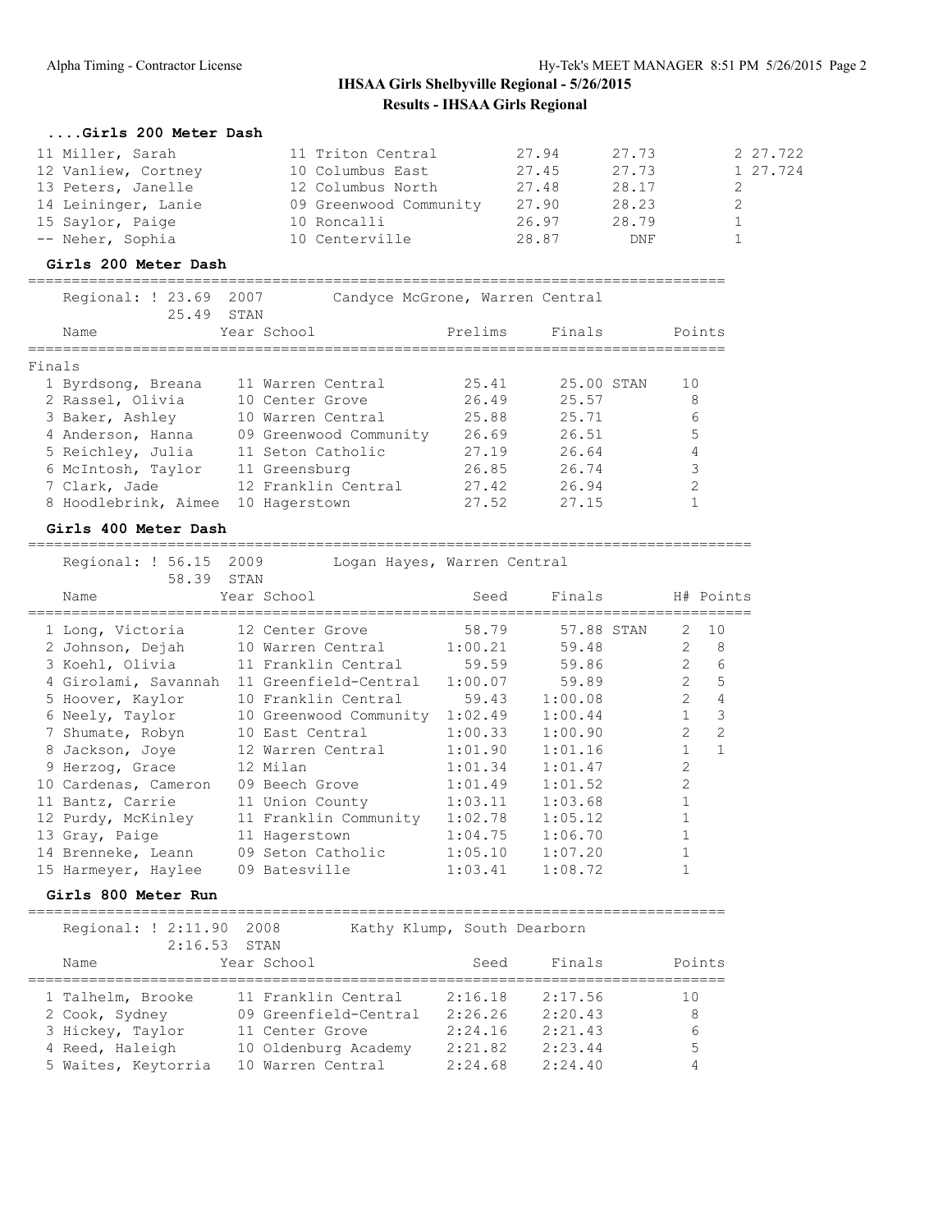## IHSAA Girls Shelbyville Regional - 5/26/2015

### Results - IHSAA Girls Regional

#### ....Girls 200 Meter Dash

| Place | Name | Year | School | Prelims | Finals | H# | |
|---|---|---|---|---|---|---|---|
| 11 | Miller, Sarah | 11 | Triton Central | 27.94 | 27.73 | 2 | 27.722 |
| 12 | Vanliew, Cortney | 10 | Columbus East | 27.45 | 27.73 | 1 | 27.724 |
| 13 | Peters, Janelle | 12 | Columbus North | 27.48 | 28.17 | 2 | |
| 14 | Leininger, Lanie | 09 | Greenwood Community | 27.90 | 28.23 | 2 | |
| 15 | Saylor, Paige | 10 | Roncalli | 26.97 | 28.79 | 1 | |
| -- | Neher, Sophia | 10 | Centerville | 28.87 | DNF | 1 | |

#### Girls 200 Meter Dash

Regional: ! 23.69 2007 Candyce McGrone, Warren Central
25.49 STAN

Finals

| Place | Name | Year | School | Prelims | Finals | Points |
|---|---|---|---|---|---|---|
| 1 | Byrdsong, Breana | 11 | Warren Central | 25.41 | 25.00 STAN | 10 |
| 2 | Rassel, Olivia | 10 | Center Grove | 26.49 | 25.57 | 8 |
| 3 | Baker, Ashley | 10 | Warren Central | 25.88 | 25.71 | 6 |
| 4 | Anderson, Hanna | 09 | Greenwood Community | 26.69 | 26.51 | 5 |
| 5 | Reichley, Julia | 11 | Seton Catholic | 27.19 | 26.64 | 4 |
| 6 | McIntosh, Taylor | 11 | Greensburg | 26.85 | 26.74 | 3 |
| 7 | Clark, Jade | 12 | Franklin Central | 27.42 | 26.94 | 2 |
| 8 | Hoodlebrink, Aimee | 10 | Hagerstown | 27.52 | 27.15 | 1 |

#### Girls 400 Meter Dash

Regional: ! 56.15 2009 Logan Hayes, Warren Central
58.39 STAN

| Place | Name | Year | School | Seed | Finals | H# | Points |
|---|---|---|---|---|---|---|---|
| 1 | Long, Victoria | 12 | Center Grove | 58.79 | 57.88 STAN | 2 | 10 |
| 2 | Johnson, Dejah | 10 | Warren Central | 1:00.21 | 59.48 | 2 | 8 |
| 3 | Koehl, Olivia | 11 | Franklin Central | 59.59 | 59.86 | 2 | 6 |
| 4 | Girolami, Savannah | 11 | Greenfield-Central | 1:00.07 | 59.89 | 2 | 5 |
| 5 | Hoover, Kaylor | 10 | Franklin Central | 59.43 | 1:00.08 | 2 | 4 |
| 6 | Neely, Taylor | 10 | Greenwood Community | 1:02.49 | 1:00.44 | 1 | 3 |
| 7 | Shumate, Robyn | 10 | East Central | 1:00.33 | 1:00.90 | 2 | 2 |
| 8 | Jackson, Joye | 12 | Warren Central | 1:01.90 | 1:01.16 | 1 | 1 |
| 9 | Herzog, Grace | 12 | Milan | 1:01.34 | 1:01.47 | 2 | |
| 10 | Cardenas, Cameron | 09 | Beech Grove | 1:01.49 | 1:01.52 | 2 | |
| 11 | Bantz, Carrie | 11 | Union County | 1:03.11 | 1:03.68 | 1 | |
| 12 | Purdy, McKinley | 11 | Franklin Community | 1:02.78 | 1:05.12 | 1 | |
| 13 | Gray, Paige | 11 | Hagerstown | 1:04.75 | 1:06.70 | 1 | |
| 14 | Brenneke, Leann | 09 | Seton Catholic | 1:05.10 | 1:07.20 | 1 | |
| 15 | Harmeyer, Haylee | 09 | Batesville | 1:03.41 | 1:08.72 | 1 | |

#### Girls 800 Meter Run

Regional: ! 2:11.90 2008 Kathy Klump, South Dearborn
2:16.53 STAN

| Place | Name | Year | School | Seed | Finals | Points |
|---|---|---|---|---|---|---|
| 1 | Talhelm, Brooke | 11 | Franklin Central | 2:16.18 | 2:17.56 | 10 |
| 2 | Cook, Sydney | 09 | Greenfield-Central | 2:26.26 | 2:20.43 | 8 |
| 3 | Hickey, Taylor | 11 | Center Grove | 2:24.16 | 2:21.43 | 6 |
| 4 | Reed, Haleigh | 10 | Oldenburg Academy | 2:21.82 | 2:23.44 | 5 |
| 5 | Waites, Keytorria | 10 | Warren Central | 2:24.68 | 2:24.40 | 4 |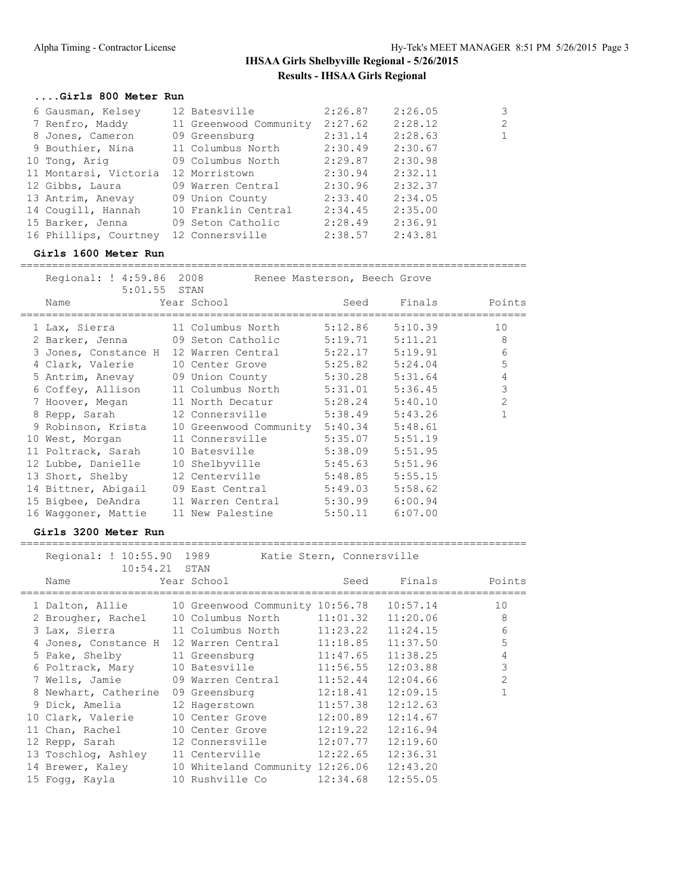# IHSAA Girls Shelbyville Regional - 5/26/2015

## Results - IHSAA Girls Regional

### ....Girls 800 Meter Run

| | Name | Year | School | Seed | Finals | Points |
|---|---|---|---|---|---|---|
| 6 | Gausman, Kelsey | 12 | Batesville | 2:26.87 | 2:26.05 | 3 |
| 7 | Renfro, Maddy | 11 | Greenwood Community | 2:27.62 | 2:28.12 | 2 |
| 8 | Jones, Cameron | 09 | Greensburg | 2:31.14 | 2:28.63 | 1 |
| 9 | Bouthier, Nina | 11 | Columbus North | 2:30.49 | 2:30.67 | |
| 10 | Tong, Arig | 09 | Columbus North | 2:29.87 | 2:30.98 | |
| 11 | Montarsi, Victoria | 12 | Morristown | 2:30.94 | 2:32.11 | |
| 12 | Gibbs, Laura | 09 | Warren Central | 2:30.96 | 2:32.37 | |
| 13 | Antrim, Anevay | 09 | Union County | 2:33.40 | 2:34.05 | |
| 14 | Cougill, Hannah | 10 | Franklin Central | 2:34.45 | 2:35.00 | |
| 15 | Barker, Jenna | 09 | Seton Catholic | 2:28.49 | 2:36.91 | |
| 16 | Phillips, Courtney | 12 | Connersville | 2:38.57 | 2:43.81 | |

### Girls 1600 Meter Run

Regional: ! 4:59.86 2008 Renee Masterson, Beech Grove
5:01.55 STAN

| | Name | Year | School | Seed | Finals | Points |
|---|---|---|---|---|---|---|
| 1 | Lax, Sierra | 11 | Columbus North | 5:12.86 | 5:10.39 | 10 |
| 2 | Barker, Jenna | 09 | Seton Catholic | 5:19.71 | 5:11.21 | 8 |
| 3 | Jones, Constance H | 12 | Warren Central | 5:22.17 | 5:19.91 | 6 |
| 4 | Clark, Valerie | 10 | Center Grove | 5:25.82 | 5:24.04 | 5 |
| 5 | Antrim, Anevay | 09 | Union County | 5:30.28 | 5:31.64 | 4 |
| 6 | Coffey, Allison | 11 | Columbus North | 5:31.01 | 5:36.45 | 3 |
| 7 | Hoover, Megan | 11 | North Decatur | 5:28.24 | 5:40.10 | 2 |
| 8 | Repp, Sarah | 12 | Connersville | 5:38.49 | 5:43.26 | 1 |
| 9 | Robinson, Krista | 10 | Greenwood Community | 5:40.34 | 5:48.61 | |
| 10 | West, Morgan | 11 | Connersville | 5:35.07 | 5:51.19 | |
| 11 | Poltrack, Sarah | 10 | Batesville | 5:38.09 | 5:51.95 | |
| 12 | Lubbe, Danielle | 10 | Shelbyville | 5:45.63 | 5:51.96 | |
| 13 | Short, Shelby | 12 | Centerville | 5:48.85 | 5:55.15 | |
| 14 | Bittner, Abigail | 09 | East Central | 5:49.03 | 5:58.62 | |
| 15 | Bigbee, DeAndra | 11 | Warren Central | 5:30.99 | 6:00.94 | |
| 16 | Waggoner, Mattie | 11 | New Palestine | 5:50.11 | 6:07.00 | |

### Girls 3200 Meter Run

Regional: ! 10:55.90 1989 Katie Stern, Connersville
10:54.21 STAN

| | Name | Year | School | Seed | Finals | Points |
|---|---|---|---|---|---|---|
| 1 | Dalton, Allie | 10 | Greenwood Community | 10:56.78 | 10:57.14 | 10 |
| 2 | Brougher, Rachel | 10 | Columbus North | 11:01.32 | 11:20.06 | 8 |
| 3 | Lax, Sierra | 11 | Columbus North | 11:23.22 | 11:24.15 | 6 |
| 4 | Jones, Constance H | 12 | Warren Central | 11:18.85 | 11:37.50 | 5 |
| 5 | Pake, Shelby | 11 | Greensburg | 11:47.65 | 11:38.25 | 4 |
| 6 | Poltrack, Mary | 10 | Batesville | 11:56.55 | 12:03.88 | 3 |
| 7 | Wells, Jamie | 09 | Warren Central | 11:52.44 | 12:04.66 | 2 |
| 8 | Newhart, Catherine | 09 | Greensburg | 12:18.41 | 12:09.15 | 1 |
| 9 | Dick, Amelia | 12 | Hagerstown | 11:57.38 | 12:12.63 | |
| 10 | Clark, Valerie | 10 | Center Grove | 12:00.89 | 12:14.67 | |
| 11 | Chan, Rachel | 10 | Center Grove | 12:19.22 | 12:16.94 | |
| 12 | Repp, Sarah | 12 | Connersville | 12:07.77 | 12:19.60 | |
| 13 | Toschlog, Ashley | 11 | Centerville | 12:22.65 | 12:36.31 | |
| 14 | Brewer, Kaley | 10 | Whiteland Community | 12:26.06 | 12:43.20 | |
| 15 | Fogg, Kayla | 10 | Rushville Co | 12:34.68 | 12:55.05 | |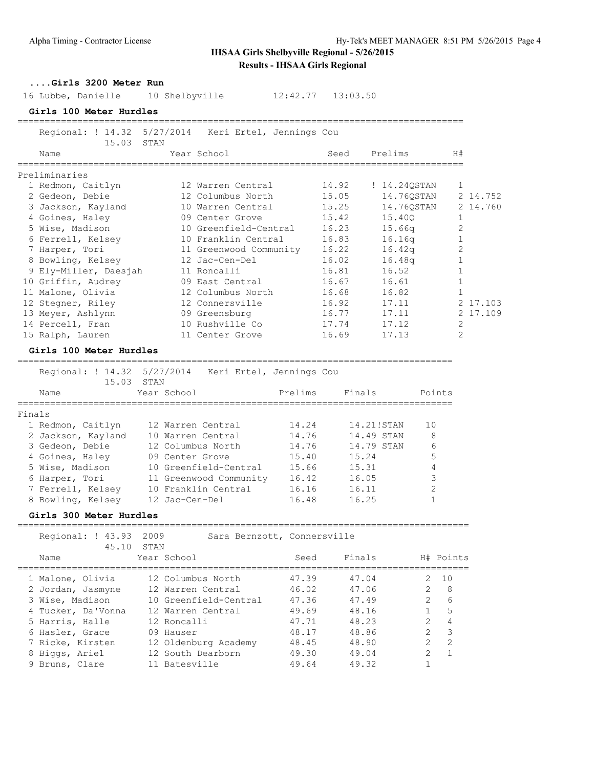## ....Girls 3200 Meter Run

| Place | Name | Year | School | Seed | Finals |
|---|---|---|---|---|---|
| 16 | Lubbe, Danielle | 10 | Shelbyville | 12:42.77 | 13:03.50 |

## Girls 100 Meter Hurdles

Regional: ! 14.32 5/27/2014 Keri Ertel, Jennings Cou
15.03 STAN

**Preliminaries**

| Place | Name | Year | School | Seed | Prelims | H# | |
|---|---|---|---|---|---|---|---|
| 1 | Redmon, Caitlyn | 12 | Warren Central | 14.92 | ! 14.24QSTAN | 1 | |
| 2 | Gedeon, Debie | 12 | Columbus North | 15.05 | 14.76QSTAN | 2 | 14.752 |
| 3 | Jackson, Kayland | 10 | Warren Central | 15.25 | 14.76QSTAN | 2 | 14.760 |
| 4 | Goines, Haley | 09 | Center Grove | 15.42 | 15.40Q | 1 | |
| 5 | Wise, Madison | 10 | Greenfield-Central | 16.23 | 15.66q | 2 | |
| 6 | Ferrell, Kelsey | 10 | Franklin Central | 16.83 | 16.16q | 1 | |
| 7 | Harper, Tori | 11 | Greenwood Community | 16.22 | 16.42q | 2 | |
| 8 | Bowling, Kelsey | 12 | Jac-Cen-Del | 16.02 | 16.48q | 1 | |
| 9 | Ely-Miller, Daesjah | 11 | Roncalli | 16.81 | 16.52 | 1 | |
| 10 | Griffin, Audrey | 09 | East Central | 16.67 | 16.61 | 1 | |
| 11 | Malone, Olivia | 12 | Columbus North | 16.68 | 16.82 | 1 | |
| 12 | Stegner, Riley | 12 | Connersville | 16.92 | 17.11 | 2 | 17.103 |
| 13 | Meyer, Ashlynn | 09 | Greensburg | 16.77 | 17.11 | 2 | 17.109 |
| 14 | Percell, Fran | 10 | Rushville Co | 17.74 | 17.12 | 2 | |
| 15 | Ralph, Lauren | 11 | Center Grove | 16.69 | 17.13 | 2 | |

## Girls 100 Meter Hurdles

Regional: ! 14.32 5/27/2014 Keri Ertel, Jennings Cou
15.03 STAN

**Finals**

| Place | Name | Year | School | Prelims | Finals | Points |
|---|---|---|---|---|---|---|
| 1 | Redmon, Caitlyn | 12 | Warren Central | 14.24 | 14.21!STAN | 10 |
| 2 | Jackson, Kayland | 10 | Warren Central | 14.76 | 14.49 STAN | 8 |
| 3 | Gedeon, Debie | 12 | Columbus North | 14.76 | 14.79 STAN | 6 |
| 4 | Goines, Haley | 09 | Center Grove | 15.40 | 15.24 | 5 |
| 5 | Wise, Madison | 10 | Greenfield-Central | 15.66 | 15.31 | 4 |
| 6 | Harper, Tori | 11 | Greenwood Community | 16.42 | 16.05 | 3 |
| 7 | Ferrell, Kelsey | 10 | Franklin Central | 16.16 | 16.11 | 2 |
| 8 | Bowling, Kelsey | 12 | Jac-Cen-Del | 16.48 | 16.25 | 1 |

## Girls 300 Meter Hurdles

Regional: ! 43.93 2009 Sara Bernzott, Connersville
45.10 STAN

| Place | Name | Year | School | Seed | Finals | H# | Points |
|---|---|---|---|---|---|---|---|
| 1 | Malone, Olivia | 12 | Columbus North | 47.39 | 47.04 | 2 | 10 |
| 2 | Jordan, Jasmyne | 12 | Warren Central | 46.02 | 47.06 | 2 | 8 |
| 3 | Wise, Madison | 10 | Greenfield-Central | 47.36 | 47.49 | 2 | 6 |
| 4 | Tucker, Da'Vonna | 12 | Warren Central | 49.69 | 48.16 | 1 | 5 |
| 5 | Harris, Halle | 12 | Roncalli | 47.71 | 48.23 | 2 | 4 |
| 6 | Hasler, Grace | 09 | Hauser | 48.17 | 48.86 | 2 | 3 |
| 7 | Ricke, Kirsten | 12 | Oldenburg Academy | 48.45 | 48.90 | 2 | 2 |
| 8 | Biggs, Ariel | 12 | South Dearborn | 49.30 | 49.04 | 2 | 1 |
| 9 | Bruns, Clare | 11 | Batesville | 49.64 | 49.32 | 1 | |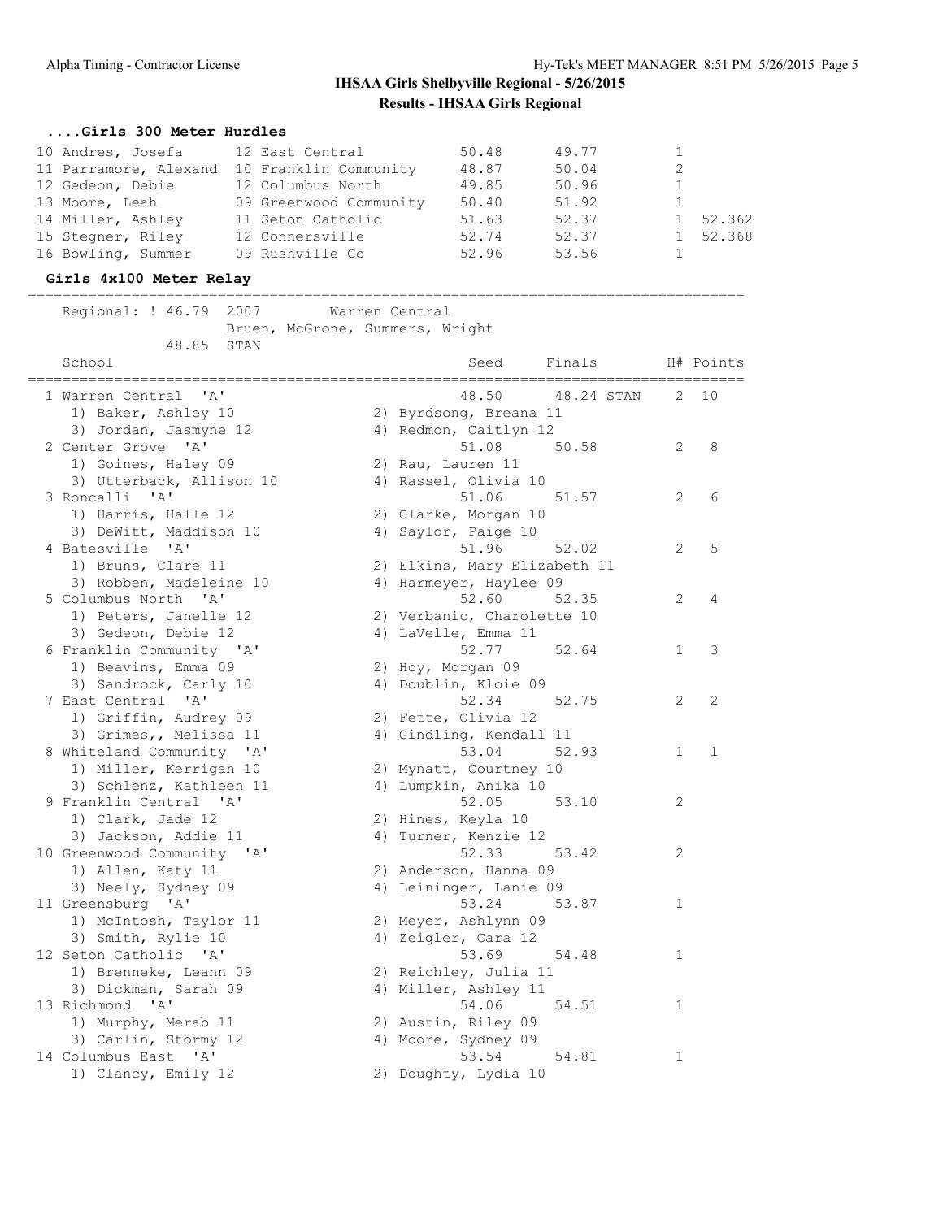# IHSAA Girls Shelbyville Regional - 5/26/2015

## Results - IHSAA Girls Regional

### ....Girls 300 Meter Hurdles

| Place | Name | Yr | School | Seed | Finals | H# | |
|---|---|---|---|---|---|---|---|
| 10 | Andres, Josefa | 12 | East Central | 50.48 | 49.77 | 1 | |
| 11 | Parramore, Alexand | 10 | Franklin Community | 48.87 | 50.04 | 2 | |
| 12 | Gedeon, Debie | 12 | Columbus North | 49.85 | 50.96 | 1 | |
| 13 | Moore, Leah | 09 | Greenwood Community | 50.40 | 51.92 | 1 | |
| 14 | Miller, Ashley | 11 | Seton Catholic | 51.63 | 52.37 | 1 | 52.362 |
| 15 | Stegner, Riley | 12 | Connersville | 52.74 | 52.37 | 1 | 52.368 |
| 16 | Bowling, Summer | 09 | Rushville Co | 52.96 | 53.56 | 1 | |

### Girls 4x100 Meter Relay

Regional: ! 46.79 2007 Warren Central
Bruen, McGrone, Summers, Wright
48.85 STAN

| Place | School | Seed | Finals | H# | Points |
|---|---|---|---|---|---|
| 1 | Warren Central 'A' | 48.50 | 48.24 STAN | 2 | 10 |
| | 1) Baker, Ashley 10; 2) Byrdsong, Breana 11; 3) Jordan, Jasmyne 12; 4) Redmon, Caitlyn 12 | | | | |
| 2 | Center Grove 'A' | 51.08 | 50.58 | 2 | 8 |
| | 1) Goines, Haley 09; 2) Rau, Lauren 11; 3) Utterback, Allison 10; 4) Rassel, Olivia 10 | | | | |
| 3 | Roncalli 'A' | 51.06 | 51.57 | 2 | 6 |
| | 1) Harris, Halle 12; 2) Clarke, Morgan 10; 3) DeWitt, Maddison 10; 4) Saylor, Paige 10 | | | | |
| 4 | Batesville 'A' | 51.96 | 52.02 | 2 | 5 |
| | 1) Bruns, Clare 11; 2) Elkins, Mary Elizabeth 11; 3) Robben, Madeleine 10; 4) Harmeyer, Haylee 09 | | | | |
| 5 | Columbus North 'A' | 52.60 | 52.35 | 2 | 4 |
| | 1) Peters, Janelle 12; 2) Verbanic, Charolette 10; 3) Gedeon, Debie 12; 4) LaVelle, Emma 11 | | | | |
| 6 | Franklin Community 'A' | 52.77 | 52.64 | 1 | 3 |
| | 1) Beavins, Emma 09; 2) Hoy, Morgan 09; 3) Sandrock, Carly 10; 4) Doublin, Kloie 09 | | | | |
| 7 | East Central 'A' | 52.34 | 52.75 | 2 | 2 |
| | 1) Griffin, Audrey 09; 2) Fette, Olivia 12; 3) Grimes,, Melissa 11; 4) Gindling, Kendall 11 | | | | |
| 8 | Whiteland Community 'A' | 53.04 | 52.93 | 1 | 1 |
| | 1) Miller, Kerrigan 10; 2) Mynatt, Courtney 10; 3) Schlenz, Kathleen 11; 4) Lumpkin, Anika 10 | | | | |
| 9 | Franklin Central 'A' | 52.05 | 53.10 | 2 | |
| | 1) Clark, Jade 12; 2) Hines, Keyla 10; 3) Jackson, Addie 11; 4) Turner, Kenzie 12 | | | | |
| 10 | Greenwood Community 'A' | 52.33 | 53.42 | 2 | |
| | 1) Allen, Katy 11; 2) Anderson, Hanna 09; 3) Neely, Sydney 09; 4) Leininger, Lanie 09 | | | | |
| 11 | Greensburg 'A' | 53.24 | 53.87 | 1 | |
| | 1) McIntosh, Taylor 11; 2) Meyer, Ashlynn 09; 3) Smith, Rylie 10; 4) Zeigler, Cara 12 | | | | |
| 12 | Seton Catholic 'A' | 53.69 | 54.48 | 1 | |
| | 1) Brenneke, Leann 09; 2) Reichley, Julia 11; 3) Dickman, Sarah 09; 4) Miller, Ashley 11 | | | | |
| 13 | Richmond 'A' | 54.06 | 54.51 | 1 | |
| | 1) Murphy, Merab 11; 2) Austin, Riley 09; 3) Carlin, Stormy 12; 4) Moore, Sydney 09 | | | | |
| 14 | Columbus East 'A' | 53.54 | 54.81 | 1 | |
| | 1) Clancy, Emily 12; 2) Doughty, Lydia 10 | | | | |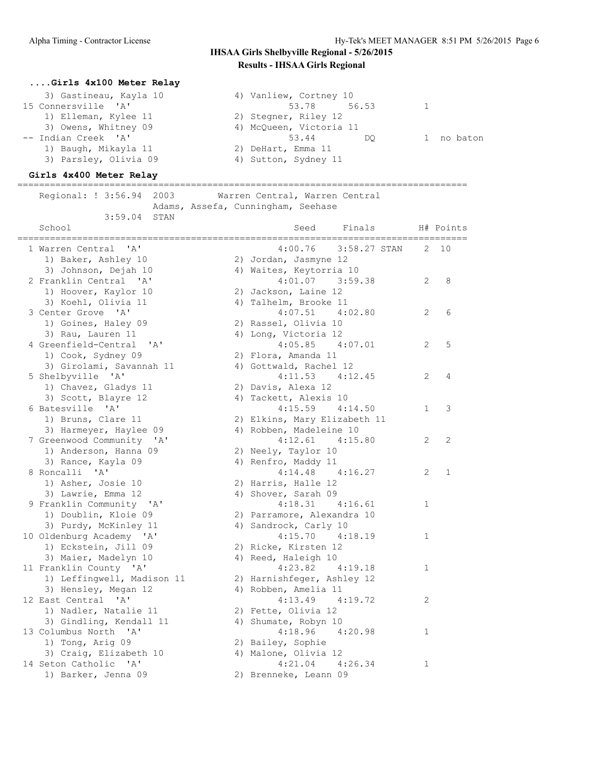**IHSAA Girls Shelbyville Regional - 5/26/2015**

**Results - IHSAA Girls Regional**

### ....Girls 4x100 Meter Relay

```
    3) Gastineau, Kayla 10            4) Vanliew, Cortney 10
 15 Connersville  'A'                          53.78      56.53         1
    1) Elleman, Kylee 11              2) Stegner, Riley 12
    3) Owens, Whitney 09              4) McQueen, Victoria 11
 -- Indian Creek  'A'                          53.44         DQ         1  no baton
    1) Baugh, Mikayla 11              2) DeHart, Emma 11
    3) Parsley, Olivia 09             4) Sutton, Sydney 11
```

### Girls 4x400 Meter Relay

```
=================================================================================
   Regional: ! 3:56.94  2003        Warren Central, Warren Central
                   Adams, Assefa, Cunningham, Seehase
             3:59.04  STAN
    School                                     Seed     Finals        H# Points
=================================================================================
  1 Warren Central  'A'                      4:00.76    3:58.27 STAN    2  10
    1) Baker, Ashley 10               2) Jordan, Jasmyne 12
    3) Johnson, Dejah 10              4) Waites, Keytorria 10
  2 Franklin Central  'A'                    4:01.07    3:59.38         2   8
    1) Hoover, Kaylor 10              2) Jackson, Laine 12
    3) Koehl, Olivia 11               4) Talhelm, Brooke 11
  3 Center Grove  'A'                        4:07.51    4:02.80         2   6
    1) Goines, Haley 09               2) Rassel, Olivia 10
    3) Rau, Lauren 11                 4) Long, Victoria 12
  4 Greenfield-Central  'A'                  4:05.85    4:07.01         2   5
    1) Cook, Sydney 09                2) Flora, Amanda 11
    3) Girolami, Savannah 11          4) Gottwald, Rachel 12
  5 Shelbyville  'A'                         4:11.53    4:12.45         2   4
    1) Chavez, Gladys 11              2) Davis, Alexa 12
    3) Scott, Blayre 12               4) Tackett, Alexis 10
  6 Batesville  'A'                          4:15.59    4:14.50         1   3
    1) Bruns, Clare 11                2) Elkins, Mary Elizabeth 11
    3) Harmeyer, Haylee 09            4) Robben, Madeleine 10
  7 Greenwood Community  'A'                 4:12.61    4:15.80         2   2
    1) Anderson, Hanna 09             2) Neely, Taylor 10
    3) Rance, Kayla 09                4) Renfro, Maddy 11
  8 Roncalli  'A'                            4:14.48    4:16.27         2   1
    1) Asher, Josie 10                2) Harris, Halle 12
    3) Lawrie, Emma 12                4) Shover, Sarah 09
  9 Franklin Community  'A'                  4:18.31    4:16.61         1
    1) Doublin, Kloie 09              2) Parramore, Alexandra 10
    3) Purdy, McKinley 11             4) Sandrock, Carly 10
 10 Oldenburg Academy  'A'                   4:15.70    4:18.19         1
    1) Eckstein, Jill 09              2) Ricke, Kirsten 12
    3) Maier, Madelyn 10              4) Reed, Haleigh 10
 11 Franklin County  'A'                     4:23.82    4:19.18         1
    1) Leffingwell, Madison 11        2) Harnishfeger, Ashley 12
    3) Hensley, Megan 12              4) Robben, Amelia 11
 12 East Central  'A'                        4:13.49    4:19.72         2
    1) Nadler, Natalie 11             2) Fette, Olivia 12
    3) Gindling, Kendall 11           4) Shumate, Robyn 10
 13 Columbus North  'A'                      4:18.96    4:20.98         1
    1) Tong, Arig 09                  2) Bailey, Sophie
    3) Craig, Elizabeth 10            4) Malone, Olivia 12
 14 Seton Catholic  'A'                      4:21.04    4:26.34         1
    1) Barker, Jenna 09               2) Brenneke, Leann 09
```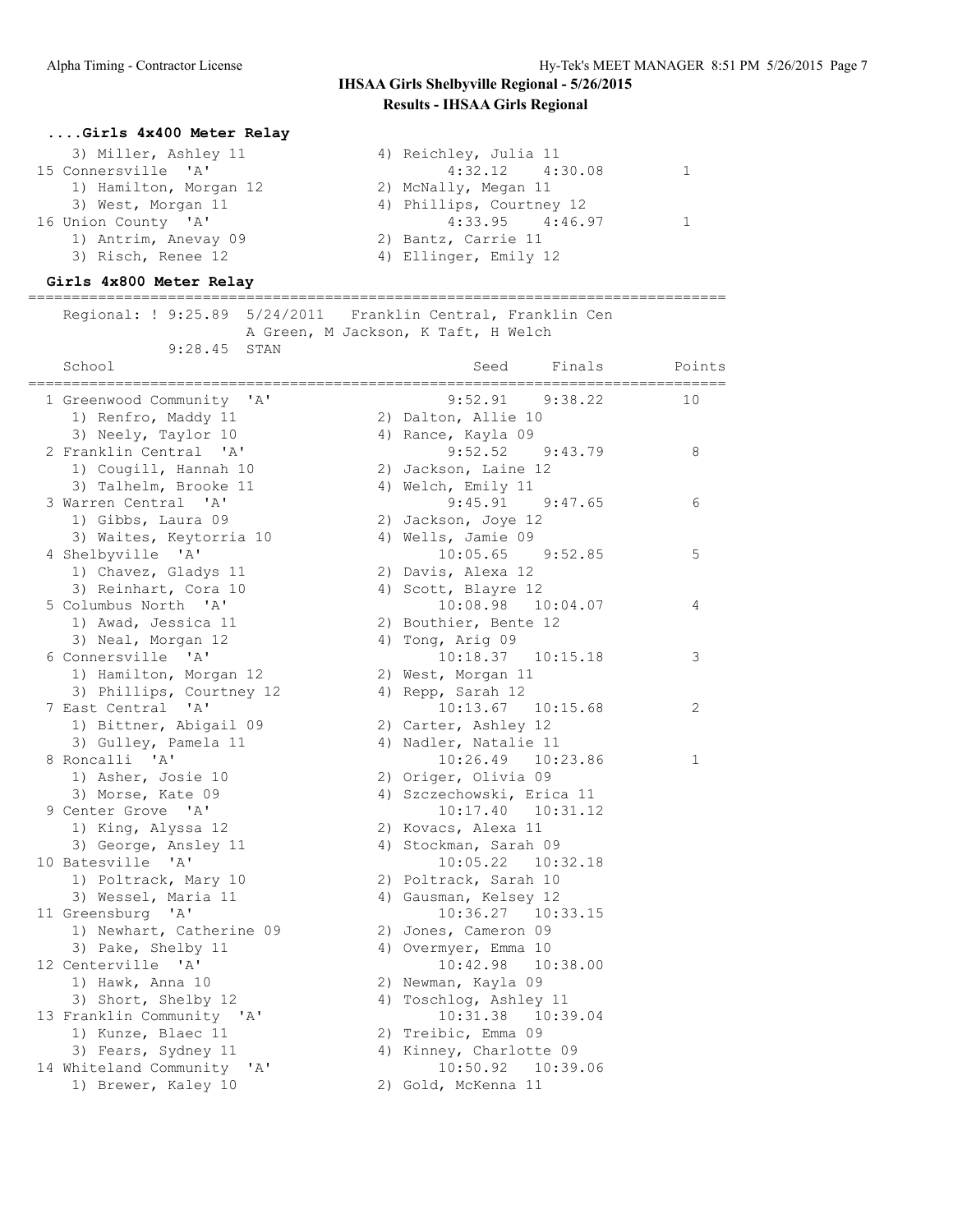**IHSAA Girls Shelbyville Regional - 5/26/2015**

**Results - IHSAA Girls Regional**

### ....Girls 4x400 Meter Relay

```
    3) Miller, Ashley 11                4) Reichley, Julia 11
 15 Connersville  'A'                         4:32.12    4:30.08          1
    1) Hamilton, Morgan 12              2) McNally, Megan 11
    3) West, Morgan 11                  4) Phillips, Courtney 12
 16 Union County  'A'                         4:33.95    4:46.97          1
    1) Antrim, Anevay 09                2) Bantz, Carrie 11
    3) Risch, Renee 12                  4) Ellinger, Emily 12
```

### Girls 4x800 Meter Relay

```
================================================================================
    Regional: ! 9:25.89  5/24/2011   Franklin Central, Franklin Cen
                   A Green, M Jackson, K Taft, H Welch
             9:28.45  STAN
    School                                         Seed     Finals        Points
================================================================================
  1 Greenwood Community  'A'                    9:52.91    9:38.22         10
     1) Renfro, Maddy 11                2) Dalton, Allie 10
     3) Neely, Taylor 10                4) Rance, Kayla 09
  2 Franklin Central  'A'                       9:52.52    9:43.79          8
     1) Cougill, Hannah 10              2) Jackson, Laine 12
     3) Talhelm, Brooke 11              4) Welch, Emily 11
  3 Warren Central  'A'                         9:45.91    9:47.65          6
     1) Gibbs, Laura 09                 2) Jackson, Joye 12
     3) Waites, Keytorria 10            4) Wells, Jamie 09
  4 Shelbyville  'A'                           10:05.65    9:52.85          5
     1) Chavez, Gladys 11               2) Davis, Alexa 12
     3) Reinhart, Cora 10               4) Scott, Blayre 12
  5 Columbus North  'A'                        10:08.98   10:04.07          4
     1) Awad, Jessica 11                2) Bouthier, Bente 12
     3) Neal, Morgan 12                 4) Tong, Arig 09
  6 Connersville  'A'                          10:18.37   10:15.18          3
     1) Hamilton, Morgan 12             2) West, Morgan 11
     3) Phillips, Courtney 12           4) Repp, Sarah 12
  7 East Central  'A'                          10:13.67   10:15.68          2
     1) Bittner, Abigail 09             2) Carter, Ashley 12
     3) Gulley, Pamela 11               4) Nadler, Natalie 11
  8 Roncalli  'A'                              10:26.49   10:23.86          1
     1) Asher, Josie 10                 2) Origer, Olivia 09
     3) Morse, Kate 09                  4) Szczechowski, Erica 11
  9 Center Grove  'A'                          10:17.40   10:31.12
     1) King, Alyssa 12                 2) Kovacs, Alexa 11
     3) George, Ansley 11               4) Stockman, Sarah 09
 10 Batesville  'A'                            10:05.22   10:32.18
     1) Poltrack, Mary 10               2) Poltrack, Sarah 10
     3) Wessel, Maria 11                4) Gausman, Kelsey 12
 11 Greensburg  'A'                            10:36.27   10:33.15
     1) Newhart, Catherine 09           2) Jones, Cameron 09
     3) Pake, Shelby 11                 4) Overmyer, Emma 10
 12 Centerville  'A'                           10:42.98   10:38.00
     1) Hawk, Anna 10                   2) Newman, Kayla 09
     3) Short, Shelby 12                4) Toschlog, Ashley 11
 13 Franklin Community  'A'                    10:31.38   10:39.04
     1) Kunze, Blaec 11                 2) Treibic, Emma 09
     3) Fears, Sydney 11                4) Kinney, Charlotte 09
 14 Whiteland Community  'A'                   10:50.92   10:39.06
     1) Brewer, Kaley 10                2) Gold, McKenna 11
```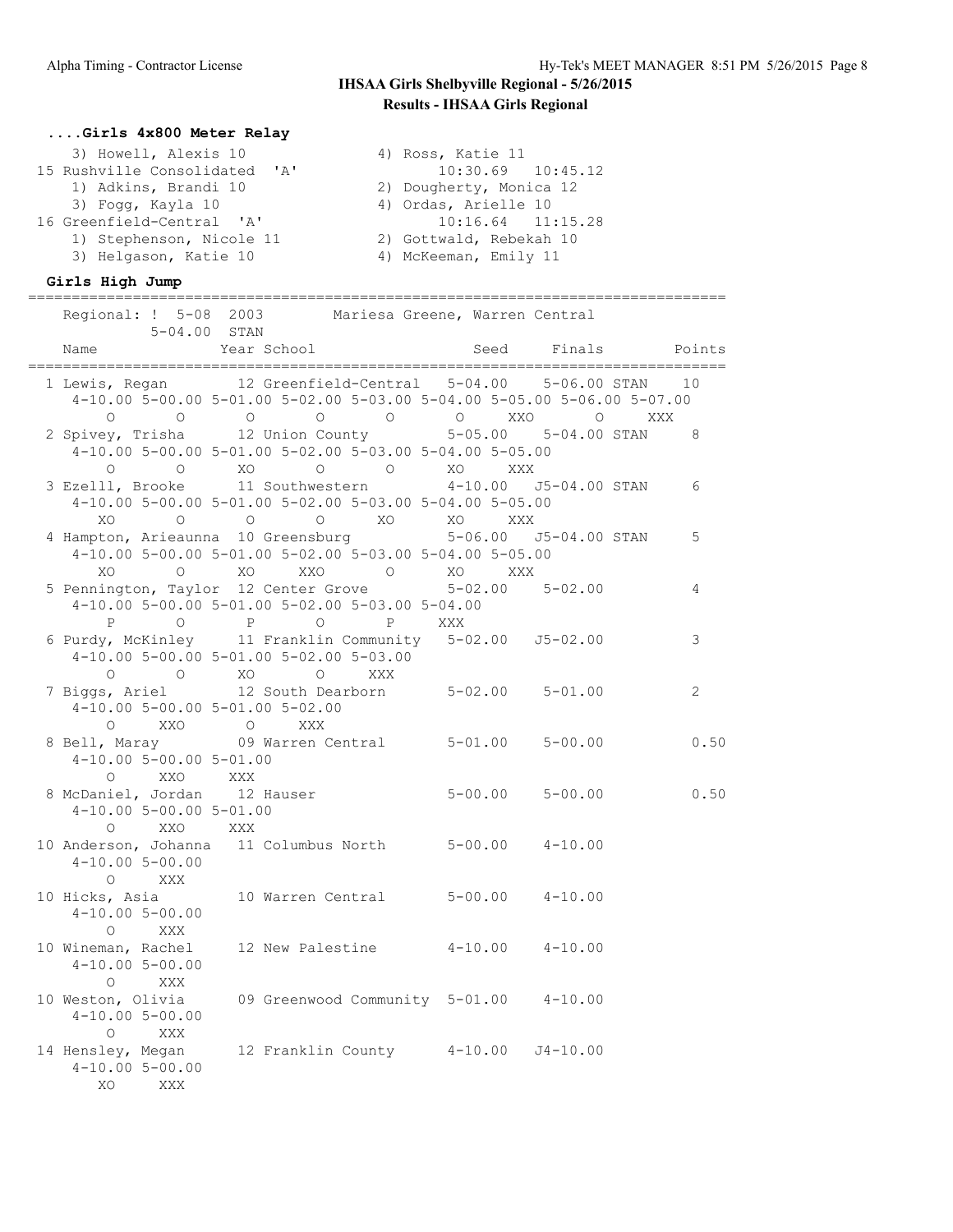**IHSAA Girls Shelbyville Regional - 5/26/2015**

**Results - IHSAA Girls Regional**

### ....Girls 4x800 Meter Relay

```
    3) Howell, Alexis 10               4) Ross, Katie 11
 15 Rushville Consolidated  'A'              10:30.69   10:45.12
    1) Adkins, Brandi 10               2) Dougherty, Monica 12
    3) Fogg, Kayla 10                  4) Ordas, Arielle 10
 16 Greenfield-Central  'A'                  10:16.64   11:15.28
    1) Stephenson, Nicole 11           2) Gottwald, Rebekah 10
    3) Helgason, Katie 10              4) McKeeman, Emily 11
```

### Girls High Jump

```
===============================================================================
    Regional: !  5-08  2003        Mariesa Greene, Warren Central
            5-04.00  STAN
    Name                 Year School                 Seed     Finals      Points
===============================================================================
  1 Lewis, Regan        12 Greenfield-Central   5-04.00    5-06.00 STAN    10
     4-10.00 5-00.00 5-01.00 5-02.00 5-03.00 5-04.00 5-05.00 5-06.00 5-07.00
           O       O       O       O       O       O     XXO       O     XXX
  2 Spivey, Trisha      12 Union County         5-05.00    5-04.00 STAN     8
     4-10.00 5-00.00 5-01.00 5-02.00 5-03.00 5-04.00 5-05.00
           O       O      XO       O       O      XO     XXX
  3 Ezelll, Brooke      11 Southwestern         4-10.00   J5-04.00 STAN     6
     4-10.00 5-00.00 5-01.00 5-02.00 5-03.00 5-04.00 5-05.00
          XO       O       O       O      XO      XO     XXX
  4 Hampton, Arieaunna  10 Greensburg           5-06.00   J5-04.00 STAN     5
     4-10.00 5-00.00 5-01.00 5-02.00 5-03.00 5-04.00 5-05.00
          XO       O      XO     XXO       O      XO     XXX
  5 Pennington, Taylor  12 Center Grove         5-02.00    5-02.00          4
     4-10.00 5-00.00 5-01.00 5-02.00 5-03.00 5-04.00
           P       O       P       O       P     XXX
  6 Purdy, McKinley     11 Franklin Community   5-02.00   J5-02.00          3
     4-10.00 5-00.00 5-01.00 5-02.00 5-03.00
           O       O      XO       O     XXX
  7 Biggs, Ariel        12 South Dearborn       5-02.00    5-01.00          2
     4-10.00 5-00.00 5-01.00 5-02.00
           O     XXO       O     XXX
  8 Bell, Maray         09 Warren Central       5-01.00    5-00.00       0.50
     4-10.00 5-00.00 5-01.00
           O     XXO     XXX
  8 McDaniel, Jordan    12 Hauser               5-00.00    5-00.00       0.50
     4-10.00 5-00.00 5-01.00
           O     XXO     XXX
 10 Anderson, Johanna   11 Columbus North       5-00.00    4-10.00
     4-10.00 5-00.00
           O     XXX
 10 Hicks, Asia         10 Warren Central       5-00.00    4-10.00
     4-10.00 5-00.00
           O     XXX
 10 Wineman, Rachel     12 New Palestine        4-10.00    4-10.00
     4-10.00 5-00.00
           O     XXX
 10 Weston, Olivia      09 Greenwood Community  5-01.00    4-10.00
     4-10.00 5-00.00
           O     XXX
 14 Hensley, Megan      12 Franklin County      4-10.00   J4-10.00
     4-10.00 5-00.00
          XO     XXX
```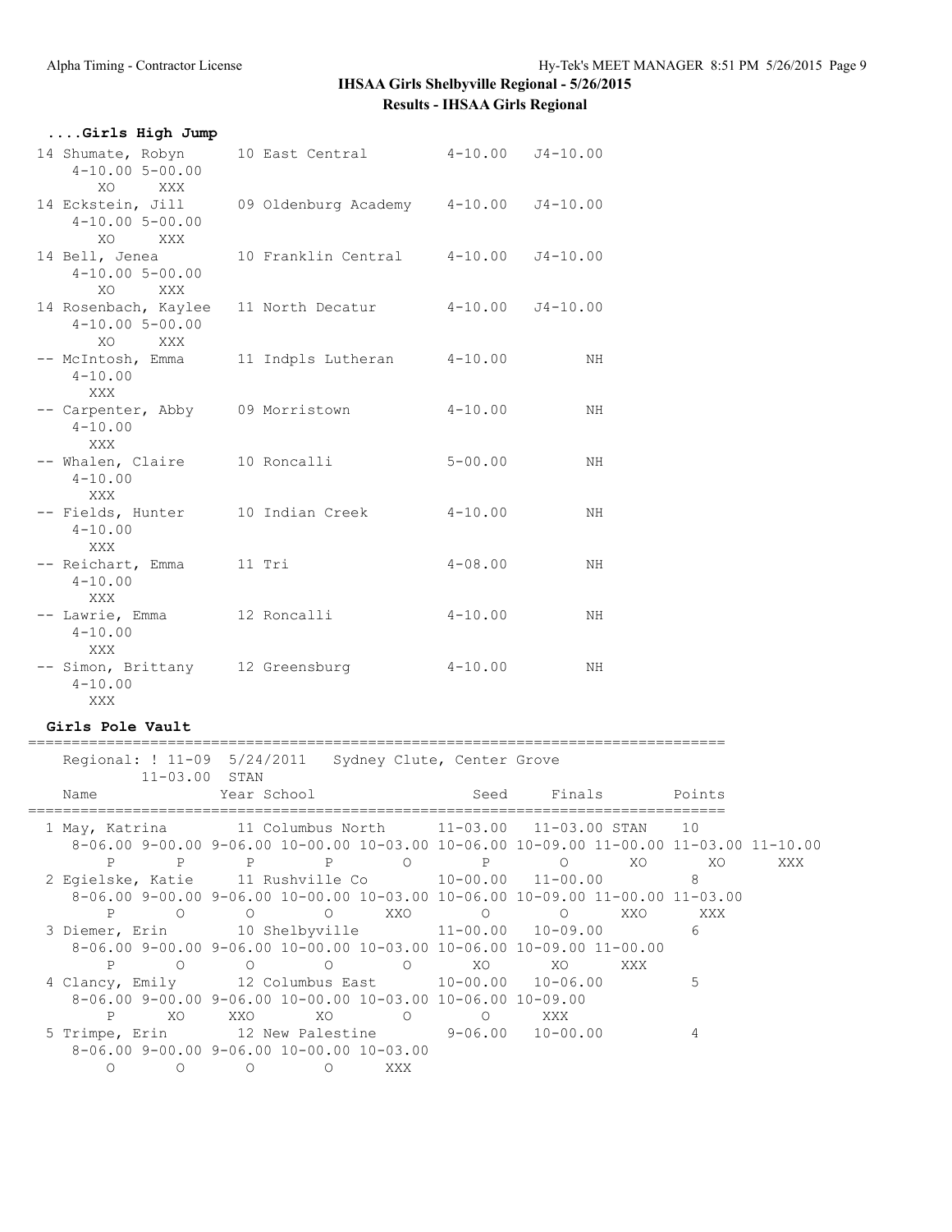**IHSAA Girls Shelbyville Regional - 5/26/2015**

**Results - IHSAA Girls Regional**

```
....Girls High Jump
 14 Shumate, Robyn       10 East Central          4-10.00   J4-10.00
     4-10.00 5-00.00
          XO     XXX
 14 Eckstein, Jill       09 Oldenburg Academy     4-10.00   J4-10.00
     4-10.00 5-00.00
          XO     XXX
 14 Bell, Jenea          10 Franklin Central      4-10.00   J4-10.00
     4-10.00 5-00.00
          XO     XXX
 14 Rosenbach, Kaylee    11 North Decatur         4-10.00   J4-10.00
     4-10.00 5-00.00
          XO     XXX
 -- McIntosh, Emma       11 Indpls Lutheran       4-10.00         NH
     4-10.00
         XXX
 -- Carpenter, Abby      09 Morristown            4-10.00         NH
     4-10.00
         XXX
 -- Whalen, Claire       10 Roncalli              5-00.00         NH
     4-10.00
         XXX
 -- Fields, Hunter       10 Indian Creek          4-10.00         NH
     4-10.00
         XXX
 -- Reichart, Emma       11 Tri                   4-08.00         NH
     4-10.00
         XXX
 -- Lawrie, Emma         12 Roncalli              4-10.00         NH
     4-10.00
         XXX
 -- Simon, Brittany      12 Greensburg            4-10.00         NH
     4-10.00
         XXX
```

```
Girls Pole Vault
===============================================================================
    Regional: ! 11-09  5/24/2011   Sydney Clute, Center Grove
           11-03.00  STAN
    Name              Year School                  Seed     Finals       Points
===============================================================================
  1 May, Katrina        11 Columbus North      11-03.00   11-03.00 STAN    10
     8-06.00 9-00.00 9-06.00 10-00.00 10-03.00 10-06.00 10-09.00 11-00.00 11-03.00 11-10.00
           P       P       P        P        O        P        O       XO       XO      XXX
  2 Egielske, Katie     11 Rushville Co        10-00.00   11-00.00          8
     8-06.00 9-00.00 9-06.00 10-00.00 10-03.00 10-06.00 10-09.00 11-00.00 11-03.00
           P       O       O        O      XXO        O        O      XXO      XXX
  3 Diemer, Erin        10 Shelbyville         11-00.00   10-09.00          6
     8-06.00 9-00.00 9-06.00 10-00.00 10-03.00 10-06.00 10-09.00 11-00.00
           P       O       O        O        O       XO       XO      XXX
  4 Clancy, Emily       12 Columbus East       10-00.00   10-06.00          5
     8-06.00 9-00.00 9-06.00 10-00.00 10-03.00 10-06.00 10-09.00
           P      XO     XXO       XO        O        O      XXX
  5 Trimpe, Erin        12 New Palestine        9-06.00   10-00.00          4
     8-06.00 9-00.00 9-06.00 10-00.00 10-03.00
           O       O       O        O      XXX
```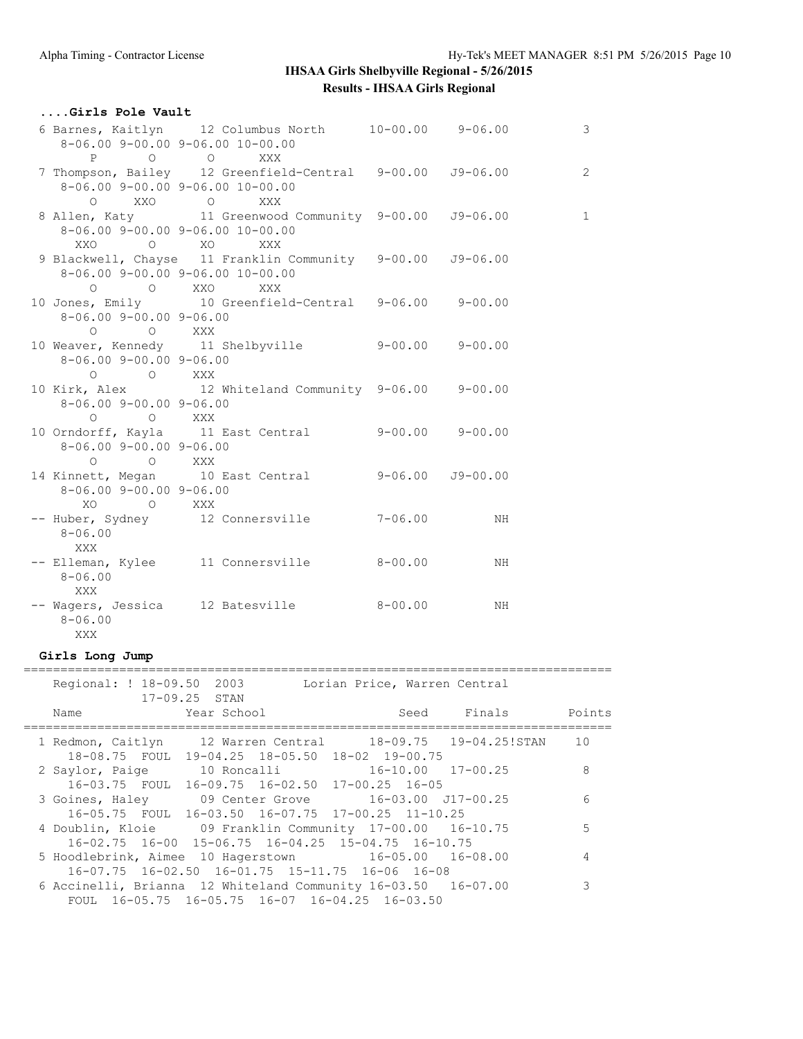## IHSAA Girls Shelbyville Regional - 5/26/2015

### Results - IHSAA Girls Regional

#### ....Girls Pole Vault

```
 6 Barnes, Kaitlyn      12 Columbus North      10-00.00    9-06.00          3
    8-06.00 9-00.00 9-06.00 10-00.00
       P      O      O     XXX
 7 Thompson, Bailey    12 Greenfield-Central   9-00.00   J9-06.00          2
    8-06.00 9-00.00 9-06.00 10-00.00
      O    XXO      O     XXX
 8 Allen, Katy         11 Greenwood Community  9-00.00   J9-06.00          1
    8-06.00 9-00.00 9-06.00 10-00.00
     XXO      O     XO     XXX
 9 Blackwell, Chayse   11 Franklin Community   9-00.00   J9-06.00
    8-06.00 9-00.00 9-06.00 10-00.00
      O      O    XXO     XXX
10 Jones, Emily        10 Greenfield-Central   9-06.00    9-00.00
    8-06.00 9-00.00 9-06.00
      O      O    XXX
10 Weaver, Kennedy     11 Shelbyville          9-00.00    9-00.00
    8-06.00 9-00.00 9-06.00
      O      O    XXX
10 Kirk, Alex          12 Whiteland Community  9-06.00    9-00.00
    8-06.00 9-00.00 9-06.00
      O      O    XXX
10 Orndorff, Kayla     11 East Central         9-00.00    9-00.00
    8-06.00 9-00.00 9-06.00
      O      O    XXX
14 Kinnett, Megan      10 East Central         9-06.00   J9-00.00
    8-06.00 9-00.00 9-06.00
     XO      O    XXX
-- Huber, Sydney       12 Connersville         7-06.00         NH
    8-06.00
     XXX
-- Elleman, Kylee      11 Connersville         8-00.00         NH
    8-06.00
     XXX
-- Wagers, Jessica     12 Batesville           8-00.00         NH
    8-06.00
     XXX
```

#### Girls Long Jump

```
================================================================================
    Regional: ! 18-09.50  2003        Lorian Price, Warren Central
              17-09.25  STAN
    Name              Year School                 Seed     Finals       Points
================================================================================
  1 Redmon, Caitlyn     12 Warren Central      18-09.75  19-04.25!STAN   10
     18-08.75  FOUL  19-04.25  18-05.50  18-02  19-00.75
  2 Saylor, Paige       10 Roncalli            16-10.00  17-00.25         8
     16-03.75  FOUL  16-09.75  16-02.50  17-00.25  16-05
  3 Goines, Haley       09 Center Grove        16-03.00  J17-00.25        6
     16-05.75  FOUL  16-03.50  16-07.75  17-00.25  11-10.25
  4 Doublin, Kloie      09 Franklin Community  17-00.00  16-10.75         5
     16-02.75  16-00  15-06.75  16-04.25  15-04.75  16-10.75
  5 Hoodlebrink, Aimee  10 Hagerstown          16-05.00  16-08.00         4
     16-07.75  16-02.50  16-01.75  15-11.75  16-06  16-08
  6 Accinelli, Brianna  12 Whiteland Community 16-03.50  16-07.00         3
     FOUL  16-05.75  16-05.75  16-07  16-04.25  16-03.50
```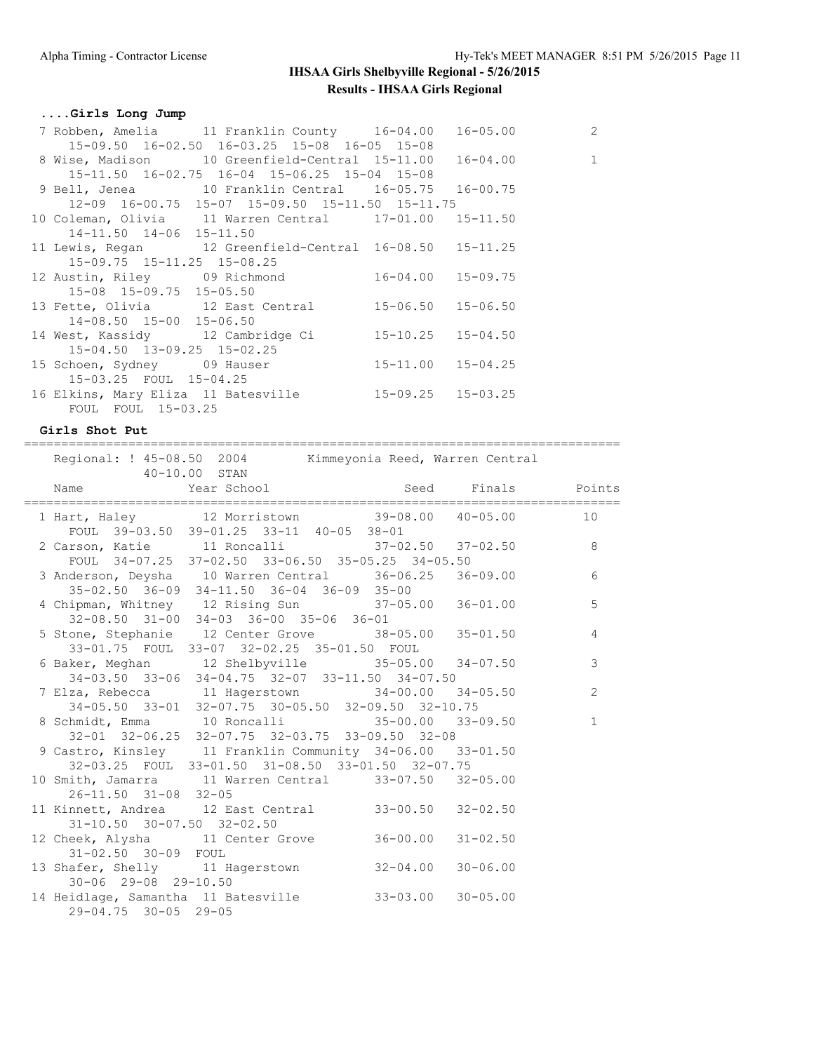## IHSAA Girls Shelbyville Regional - 5/26/2015

### Results - IHSAA Girls Regional

#### ....Girls Long Jump

| Place | Name | Year | School | Seed | Finals | Points |
|---|---|---|---|---|---|---|
| 7 | Robben, Amelia | 11 | Franklin County | 16-04.00 | 16-05.00 | 2 |
| | 15-09.50 16-02.50 16-03.25 15-08 16-05 15-08 | | | | | |
| 8 | Wise, Madison | 10 | Greenfield-Central | 15-11.00 | 16-04.00 | 1 |
| | 15-11.50 16-02.75 16-04 15-06.25 15-04 15-08 | | | | | |
| 9 | Bell, Jenea | 10 | Franklin Central | 16-05.75 | 16-00.75 | |
| | 12-09 16-00.75 15-07 15-09.50 15-11.50 15-11.75 | | | | | |
| 10 | Coleman, Olivia | 11 | Warren Central | 17-01.00 | 15-11.50 | |
| | 14-11.50 14-06 15-11.50 | | | | | |
| 11 | Lewis, Regan | 12 | Greenfield-Central | 16-08.50 | 15-11.25 | |
| | 15-09.75 15-11.25 15-08.25 | | | | | |
| 12 | Austin, Riley | 09 | Richmond | 16-04.00 | 15-09.75 | |
| | 15-08 15-09.75 15-05.50 | | | | | |
| 13 | Fette, Olivia | 12 | East Central | 15-06.50 | 15-06.50 | |
| | 14-08.50 15-00 15-06.50 | | | | | |
| 14 | West, Kassidy | 12 | Cambridge Ci | 15-10.25 | 15-04.50 | |
| | 15-04.50 13-09.25 15-02.25 | | | | | |
| 15 | Schoen, Sydney | 09 | Hauser | 15-11.00 | 15-04.25 | |
| | 15-03.25 FOUL 15-04.25 | | | | | |
| 16 | Elkins, Mary Eliza | 11 | Batesville | 15-09.25 | 15-03.25 | |
| | FOUL FOUL 15-03.25 | | | | | |

#### Girls Shot Put

Regional: ! 45-08.50 2004 Kimmeyonia Reed, Warren Central
40-10.00 STAN

| Place | Name | Year | School | Seed | Finals | Points |
|---|---|---|---|---|---|---|
| 1 | Hart, Haley | 12 | Morristown | 39-08.00 | 40-05.00 | 10 |
| | FOUL 39-03.50 39-01.25 33-11 40-05 38-01 | | | | | |
| 2 | Carson, Katie | 11 | Roncalli | 37-02.50 | 37-02.50 | 8 |
| | FOUL 34-07.25 37-02.50 33-06.50 35-05.25 34-05.50 | | | | | |
| 3 | Anderson, Deysha | 10 | Warren Central | 36-06.25 | 36-09.00 | 6 |
| | 35-02.50 36-09 34-11.50 36-04 36-09 35-00 | | | | | |
| 4 | Chipman, Whitney | 12 | Rising Sun | 37-05.00 | 36-01.00 | 5 |
| | 32-08.50 31-00 34-03 36-00 35-06 36-01 | | | | | |
| 5 | Stone, Stephanie | 12 | Center Grove | 38-05.00 | 35-01.50 | 4 |
| | 33-01.75 FOUL 33-07 32-02.25 35-01.50 FOUL | | | | | |
| 6 | Baker, Meghan | 12 | Shelbyville | 35-05.00 | 34-07.50 | 3 |
| | 34-03.50 33-06 34-04.75 32-07 33-11.50 34-07.50 | | | | | |
| 7 | Elza, Rebecca | 11 | Hagerstown | 34-00.00 | 34-05.50 | 2 |
| | 34-05.50 33-01 32-07.75 30-05.50 32-09.50 32-10.75 | | | | | |
| 8 | Schmidt, Emma | 10 | Roncalli | 35-00.00 | 33-09.50 | 1 |
| | 32-01 32-06.25 32-07.75 32-03.75 33-09.50 32-08 | | | | | |
| 9 | Castro, Kinsley | 11 | Franklin Community | 34-06.00 | 33-01.50 | |
| | 32-03.25 FOUL 33-01.50 31-08.50 33-01.50 32-07.75 | | | | | |
| 10 | Smith, Jamarra | 11 | Warren Central | 33-07.50 | 32-05.00 | |
| | 26-11.50 31-08 32-05 | | | | | |
| 11 | Kinnett, Andrea | 12 | East Central | 33-00.50 | 32-02.50 | |
| | 31-10.50 30-07.50 32-02.50 | | | | | |
| 12 | Cheek, Alysha | 11 | Center Grove | 36-00.00 | 31-02.50 | |
| | 31-02.50 30-09 FOUL | | | | | |
| 13 | Shafer, Shelly | 11 | Hagerstown | 32-04.00 | 30-06.00 | |
| | 30-06 29-08 29-10.50 | | | | | |
| 14 | Heidlage, Samantha | 11 | Batesville | 33-03.00 | 30-05.00 | |
| | 29-04.75 30-05 29-05 | | | | | |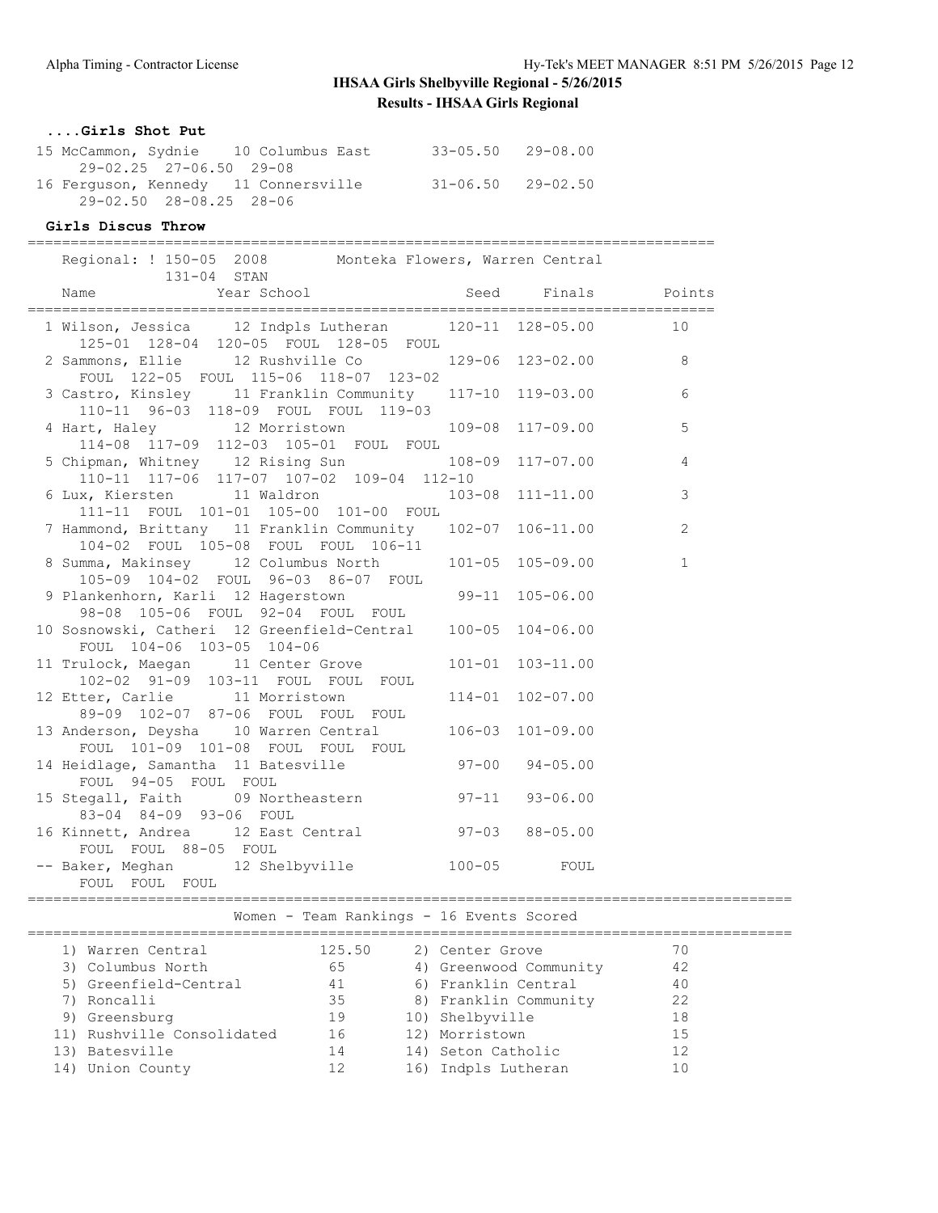**IHSAA Girls Shelbyville Regional - 5/26/2015**

**Results - IHSAA Girls Regional**

### ....Girls Shot Put

| Place | Name | Year | School | Seed | Finals | Points |
|---|---|---|---|---|---|---|
| 15 | McCammon, Sydnie | 10 | Columbus East | 33-05.50 | 29-08.00 | |
| | 29-02.25 27-06.50 29-08 | | | | | |
| 16 | Ferguson, Kennedy | 11 | Connersville | 31-06.50 | 29-02.50 | |
| | 29-02.50 28-08.25 28-06 | | | | | |

### Girls Discus Throw

Regional: ! 150-05 2008 Monteka Flowers, Warren Central
131-04 STAN

| Place | Name | Year | School | Seed | Finals | Points |
|---|---|---|---|---|---|---|
| 1 | Wilson, Jessica | 12 | Indpls Lutheran | 120-11 | 128-05.00 | 10 |
| | 125-01 128-04 120-05 FOUL 128-05 FOUL | | | | | |
| 2 | Sammons, Ellie | 12 | Rushville Co | 129-06 | 123-02.00 | 8 |
| | FOUL 122-05 FOUL 115-06 118-07 123-02 | | | | | |
| 3 | Castro, Kinsley | 11 | Franklin Community | 117-10 | 119-03.00 | 6 |
| | 110-11 96-03 118-09 FOUL FOUL 119-03 | | | | | |
| 4 | Hart, Haley | 12 | Morristown | 109-08 | 117-09.00 | 5 |
| | 114-08 117-09 112-03 105-01 FOUL FOUL | | | | | |
| 5 | Chipman, Whitney | 12 | Rising Sun | 108-09 | 117-07.00 | 4 |
| | 110-11 117-06 117-07 107-02 109-04 112-10 | | | | | |
| 6 | Lux, Kiersten | 11 | Waldron | 103-08 | 111-11.00 | 3 |
| | 111-11 FOUL 101-01 105-00 101-00 FOUL | | | | | |
| 7 | Hammond, Brittany | 11 | Franklin Community | 102-07 | 106-11.00 | 2 |
| | 104-02 FOUL 105-08 FOUL FOUL 106-11 | | | | | |
| 8 | Summa, Makinsey | 12 | Columbus North | 101-05 | 105-09.00 | 1 |
| | 105-09 104-02 FOUL 96-03 86-07 FOUL | | | | | |
| 9 | Plankenhorn, Karli | 12 | Hagerstown | 99-11 | 105-06.00 | |
| | 98-08 105-06 FOUL 92-04 FOUL FOUL | | | | | |
| 10 | Sosnowski, Catheri | 12 | Greenfield-Central | 100-05 | 104-06.00 | |
| | FOUL 104-06 103-05 104-06 | | | | | |
| 11 | Trulock, Maegan | 11 | Center Grove | 101-01 | 103-11.00 | |
| | 102-02 91-09 103-11 FOUL FOUL FOUL | | | | | |
| 12 | Etter, Carlie | 11 | Morristown | 114-01 | 102-07.00 | |
| | 89-09 102-07 87-06 FOUL FOUL FOUL | | | | | |
| 13 | Anderson, Deysha | 10 | Warren Central | 106-03 | 101-09.00 | |
| | FOUL 101-09 101-08 FOUL FOUL FOUL | | | | | |
| 14 | Heidlage, Samantha | 11 | Batesville | 97-00 | 94-05.00 | |
| | FOUL 94-05 FOUL FOUL | | | | | |
| 15 | Stegall, Faith | 09 | Northeastern | 97-11 | 93-06.00 | |
| | 83-04 84-09 93-06 FOUL | | | | | |
| 16 | Kinnett, Andrea | 12 | East Central | 97-03 | 88-05.00 | |
| | FOUL FOUL 88-05 FOUL | | | | | |
| -- | Baker, Meghan | 12 | Shelbyville | 100-05 | FOUL | |
| | FOUL FOUL FOUL | | | | | |

### Women - Team Rankings - 16 Events Scored

| Rank | Team | Points | Rank | Team | Points |
|---|---|---|---|---|---|
| 1) | Warren Central | 125.50 | 2) | Center Grove | 70 |
| 3) | Columbus North | 65 | 4) | Greenwood Community | 42 |
| 5) | Greenfield-Central | 41 | 6) | Franklin Central | 40 |
| 7) | Roncalli | 35 | 8) | Franklin Community | 22 |
| 9) | Greensburg | 19 | 10) | Shelbyville | 18 |
| 11) | Rushville Consolidated | 16 | 12) | Morristown | 15 |
| 13) | Batesville | 14 | 14) | Seton Catholic | 12 |
| 14) | Union County | 12 | 16) | Indpls Lutheran | 10 |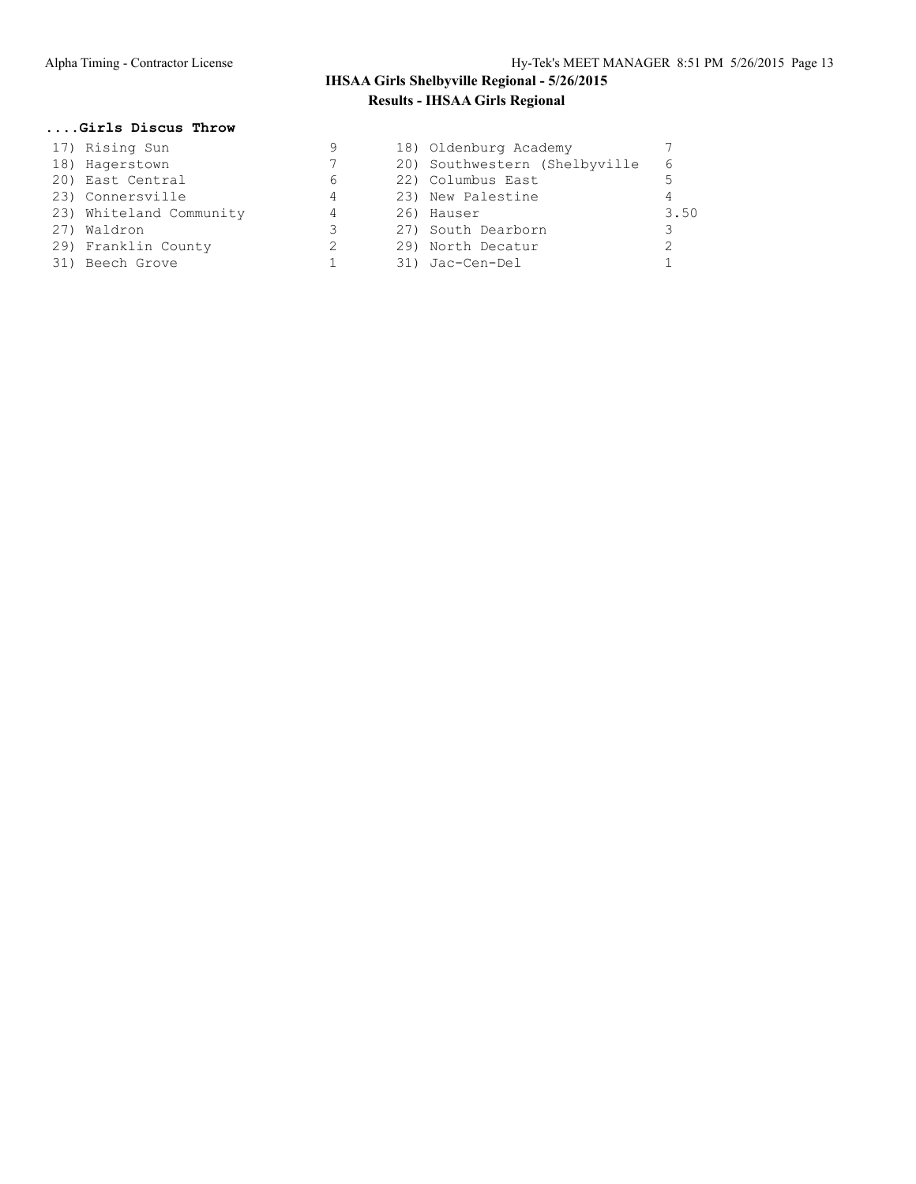## IHSAA Girls Shelbyville Regional - 5/26/2015

### Results - IHSAA Girls Regional

#### ....Girls Discus Throw

| | | | |
|---|---|---|---|
| 17) Rising Sun | 9 | 18) Oldenburg Academy | 7 |
| 18) Hagerstown | 7 | 20) Southwestern (Shelbyville | 6 |
| 20) East Central | 6 | 22) Columbus East | 5 |
| 23) Connersville | 4 | 23) New Palestine | 4 |
| 23) Whiteland Community | 4 | 26) Hauser | 3.50 |
| 27) Waldron | 3 | 27) South Dearborn | 3 |
| 29) Franklin County | 2 | 29) North Decatur | 2 |
| 31) Beech Grove | 1 | 31) Jac-Cen-Del | 1 |